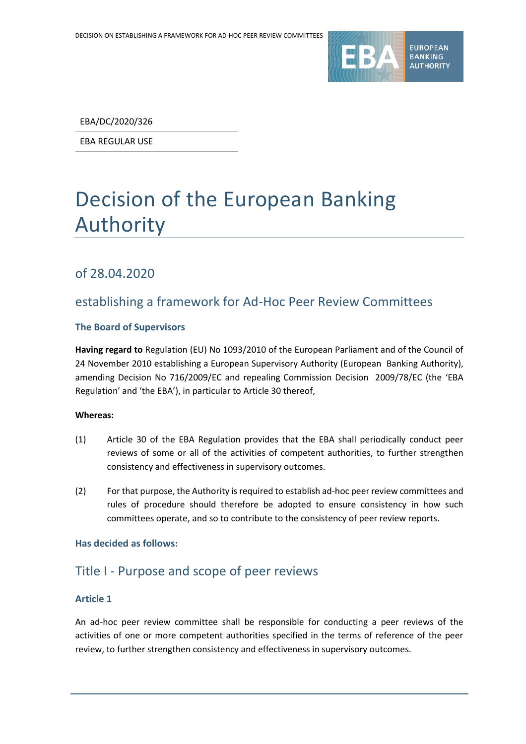EBA/DC/2020/326

EBA REGULAR USE

# Decision of the European Banking Authority

## of 28.04.2020

## establishing a framework for Ad-Hoc Peer Review Committees

### The Board of Supervisors

**Having regard to** Regulation (EU) No 1093/2010 of the European Parliament and of the Council of 24 November 2010 establishing a European Supervisory Authority (European Banking Authority), amending Decision No 716/2009/EC and repealing Commission Decision 2009/78/EC (the 'EBA Regulation' and 'the EBA'), in particular to Article 30 thereof,

**Whereas:**

(1) Article 30 of the EBA Regulation provides that the EBA shall periodically conduct peer reviews of some or all of the activities of competent authorities, to further strengthen consistency and effectiveness in supervisory outcomes.

(2) For that purpose, the Authority is required to establish ad-hoc peer review committees and rules of procedure should therefore be adopted to ensure consistency in how such committees operate, and so to contribute to the consistency of peer review reports.

### Has decided as follows:

## Title I - Purpose and scope of peer reviews

### Article 1

An ad-hoc peer review committee shall be responsible for conducting a peer reviews of the activities of one or more competent authorities specified in the terms of reference of the peer review, to further strengthen consistency and effectiveness in supervisory outcomes.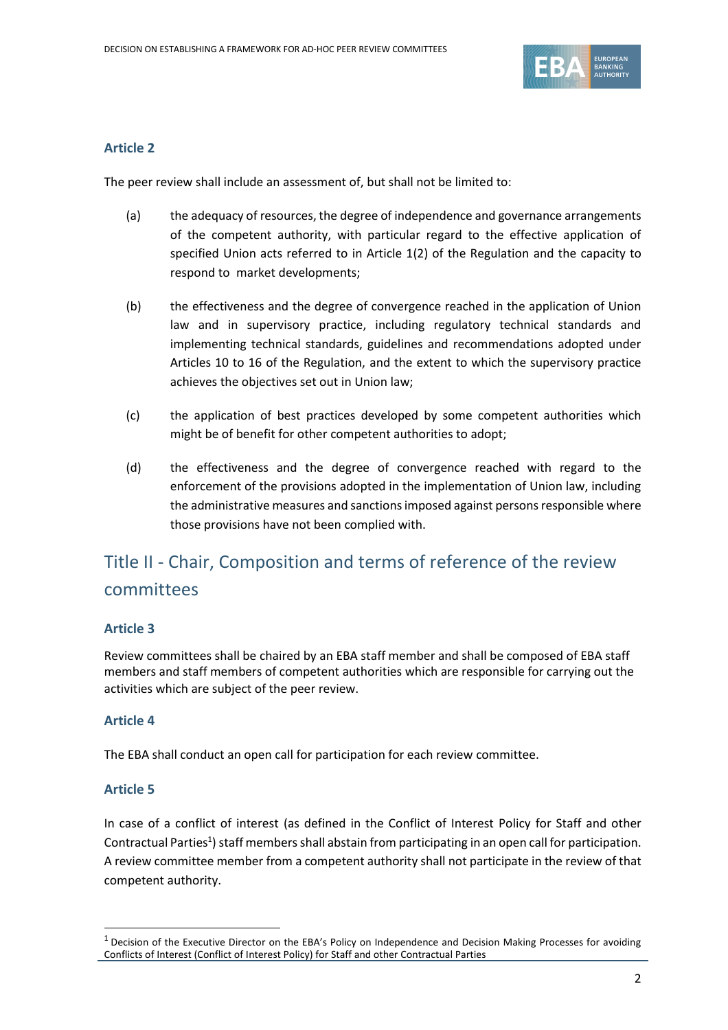### Article 2

The peer review shall include an assessment of, but shall not be limited to:

(a) the adequacy of resources, the degree of independence and governance arrangements of the competent authority, with particular regard to the effective application of specified Union acts referred to in Article 1(2) of the Regulation and the capacity to respond to market developments;

(b) the effectiveness and the degree of convergence reached in the application of Union law and in supervisory practice, including regulatory technical standards and implementing technical standards, guidelines and recommendations adopted under Articles 10 to 16 of the Regulation, and the extent to which the supervisory practice achieves the objectives set out in Union law;

(c) the application of best practices developed by some competent authorities which might be of benefit for other competent authorities to adopt;

(d) the effectiveness and the degree of convergence reached with regard to the enforcement of the provisions adopted in the implementation of Union law, including the administrative measures and sanctions imposed against persons responsible where those provisions have not been complied with.

## Title II - Chair, Composition and terms of reference of the review committees

### Article 3

Review committees shall be chaired by an EBA staff member and shall be composed of EBA staff members and staff members of competent authorities which are responsible for carrying out the activities which are subject of the peer review.

### Article 4

The EBA shall conduct an open call for participation for each review committee.

### Article 5

In case of a conflict of interest (as defined in the Conflict of Interest Policy for Staff and other Contractual Parties[1]) staff members shall abstain from participating in an open call for participation. A review committee member from a competent authority shall not participate in the review of that competent authority.

[1] Decision of the Executive Director on the EBA's Policy on Independence and Decision Making Processes for avoiding Conflicts of Interest (Conflict of Interest Policy) for Staff and other Contractual Parties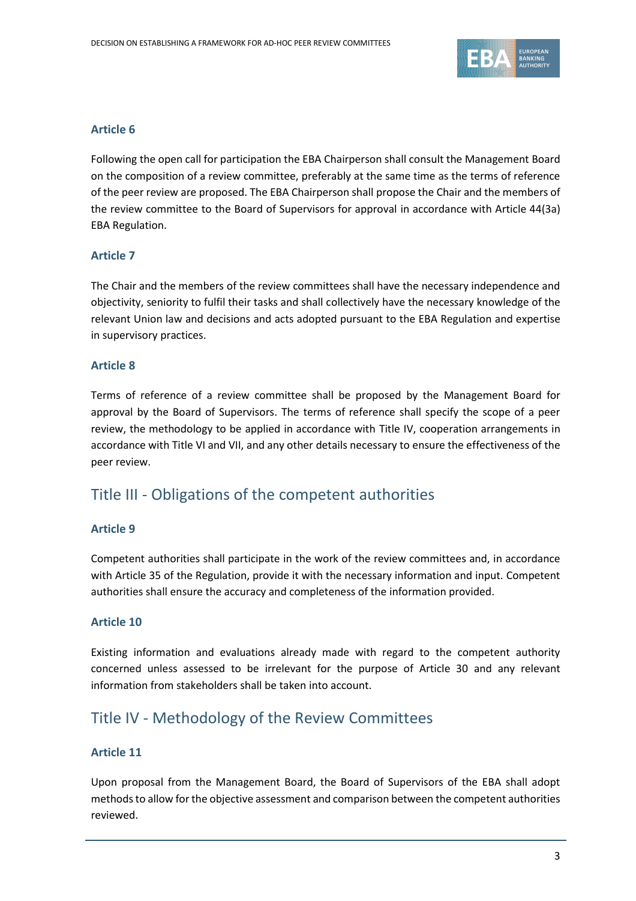### Article 6

Following the open call for participation the EBA Chairperson shall consult the Management Board on the composition of a review committee, preferably at the same time as the terms of reference of the peer review are proposed. The EBA Chairperson shall propose the Chair and the members of the review committee to the Board of Supervisors for approval in accordance with Article 44(3a) EBA Regulation.

### Article 7

The Chair and the members of the review committees shall have the necessary independence and objectivity, seniority to fulfil their tasks and shall collectively have the necessary knowledge of the relevant Union law and decisions and acts adopted pursuant to the EBA Regulation and expertise in supervisory practices.

### Article 8

Terms of reference of a review committee shall be proposed by the Management Board for approval by the Board of Supervisors. The terms of reference shall specify the scope of a peer review, the methodology to be applied in accordance with Title IV, cooperation arrangements in accordance with Title VI and VII, and any other details necessary to ensure the effectiveness of the peer review.

## Title III - Obligations of the competent authorities

### Article 9

Competent authorities shall participate in the work of the review committees and, in accordance with Article 35 of the Regulation, provide it with the necessary information and input. Competent authorities shall ensure the accuracy and completeness of the information provided.

### Article 10

Existing information and evaluations already made with regard to the competent authority concerned unless assessed to be irrelevant for the purpose of Article 30 and any relevant information from stakeholders shall be taken into account.

## Title IV - Methodology of the Review Committees

### Article 11

Upon proposal from the Management Board, the Board of Supervisors of the EBA shall adopt methods to allow for the objective assessment and comparison between the competent authorities reviewed.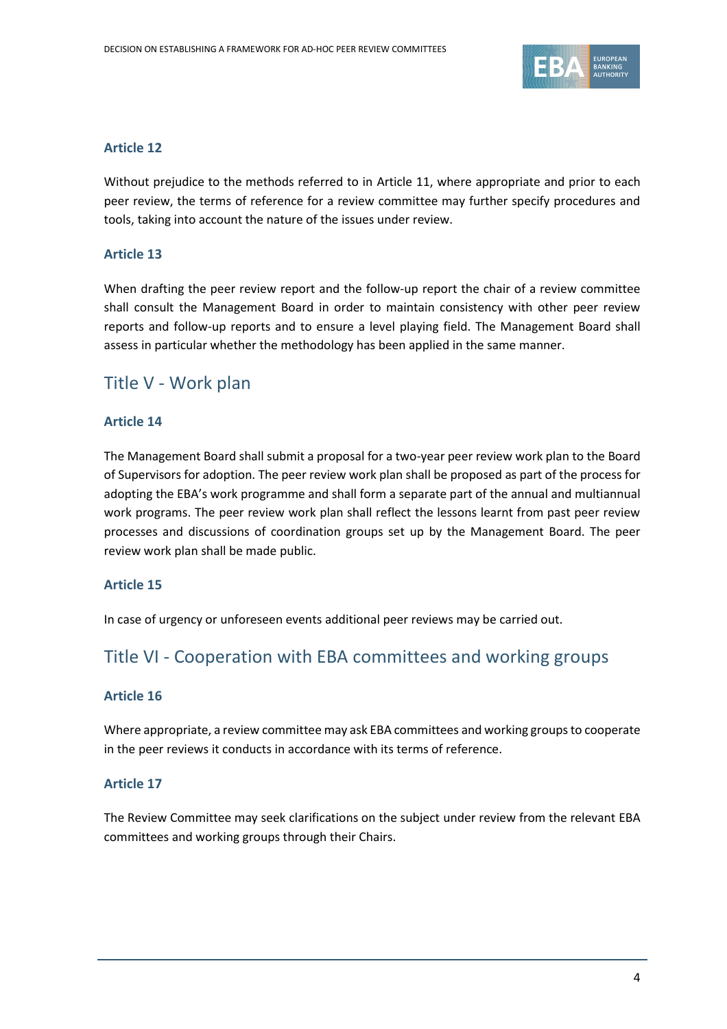### Article 12

Without prejudice to the methods referred to in Article 11, where appropriate and prior to each peer review, the terms of reference for a review committee may further specify procedures and tools, taking into account the nature of the issues under review.

### Article 13

When drafting the peer review report and the follow-up report the chair of a review committee shall consult the Management Board in order to maintain consistency with other peer review reports and follow-up reports and to ensure a level playing field. The Management Board shall assess in particular whether the methodology has been applied in the same manner.

## Title V - Work plan

### Article 14

The Management Board shall submit a proposal for a two-year peer review work plan to the Board of Supervisors for adoption. The peer review work plan shall be proposed as part of the process for adopting the EBA's work programme and shall form a separate part of the annual and multiannual work programs. The peer review work plan shall reflect the lessons learnt from past peer review processes and discussions of coordination groups set up by the Management Board. The peer review work plan shall be made public.

### Article 15

In case of urgency or unforeseen events additional peer reviews may be carried out.

## Title VI - Cooperation with EBA committees and working groups

### Article 16

Where appropriate, a review committee may ask EBA committees and working groups to cooperate in the peer reviews it conducts in accordance with its terms of reference.

### Article 17

The Review Committee may seek clarifications on the subject under review from the relevant EBA committees and working groups through their Chairs.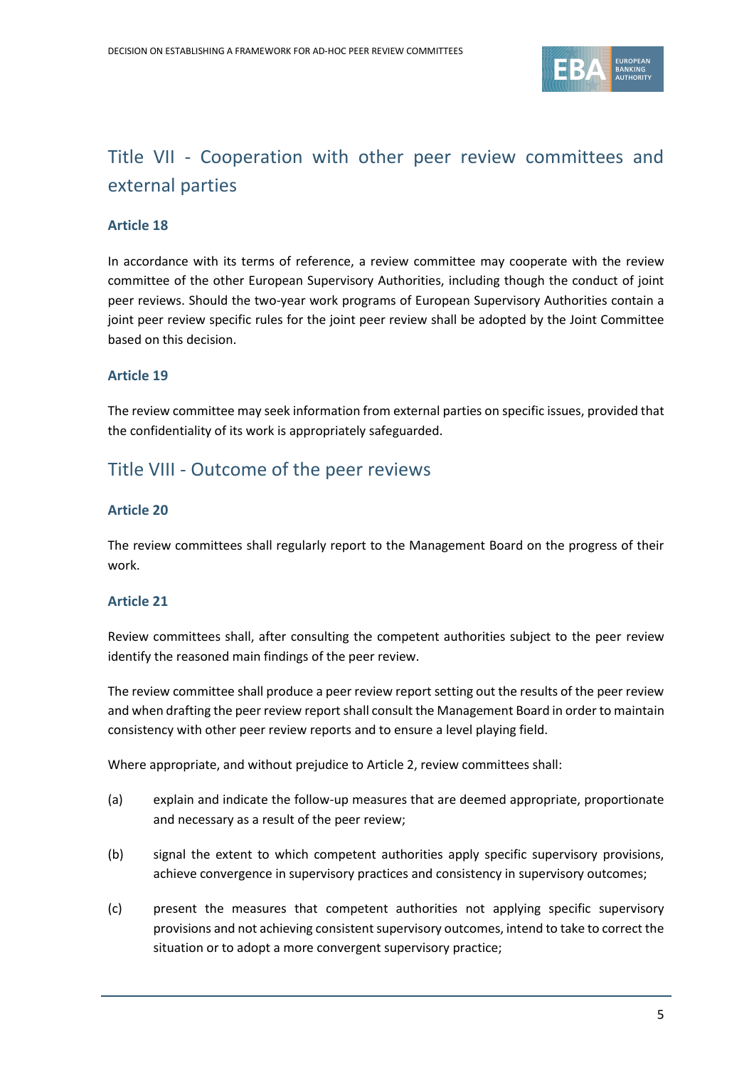## Title VII - Cooperation with other peer review committees and external parties

### Article 18

In accordance with its terms of reference, a review committee may cooperate with the review committee of the other European Supervisory Authorities, including though the conduct of joint peer reviews. Should the two-year work programs of European Supervisory Authorities contain a joint peer review specific rules for the joint peer review shall be adopted by the Joint Committee based on this decision.

### Article 19

The review committee may seek information from external parties on specific issues, provided that the confidentiality of its work is appropriately safeguarded.

## Title VIII - Outcome of the peer reviews

### Article 20

The review committees shall regularly report to the Management Board on the progress of their work.

### Article 21

Review committees shall, after consulting the competent authorities subject to the peer review identify the reasoned main findings of the peer review.

The review committee shall produce a peer review report setting out the results of the peer review and when drafting the peer review report shall consult the Management Board in order to maintain consistency with other peer review reports and to ensure a level playing field.

Where appropriate, and without prejudice to Article 2, review committees shall:

(a) explain and indicate the follow-up measures that are deemed appropriate, proportionate and necessary as a result of the peer review;

(b) signal the extent to which competent authorities apply specific supervisory provisions, achieve convergence in supervisory practices and consistency in supervisory outcomes;

(c) present the measures that competent authorities not applying specific supervisory provisions and not achieving consistent supervisory outcomes, intend to take to correct the situation or to adopt a more convergent supervisory practice;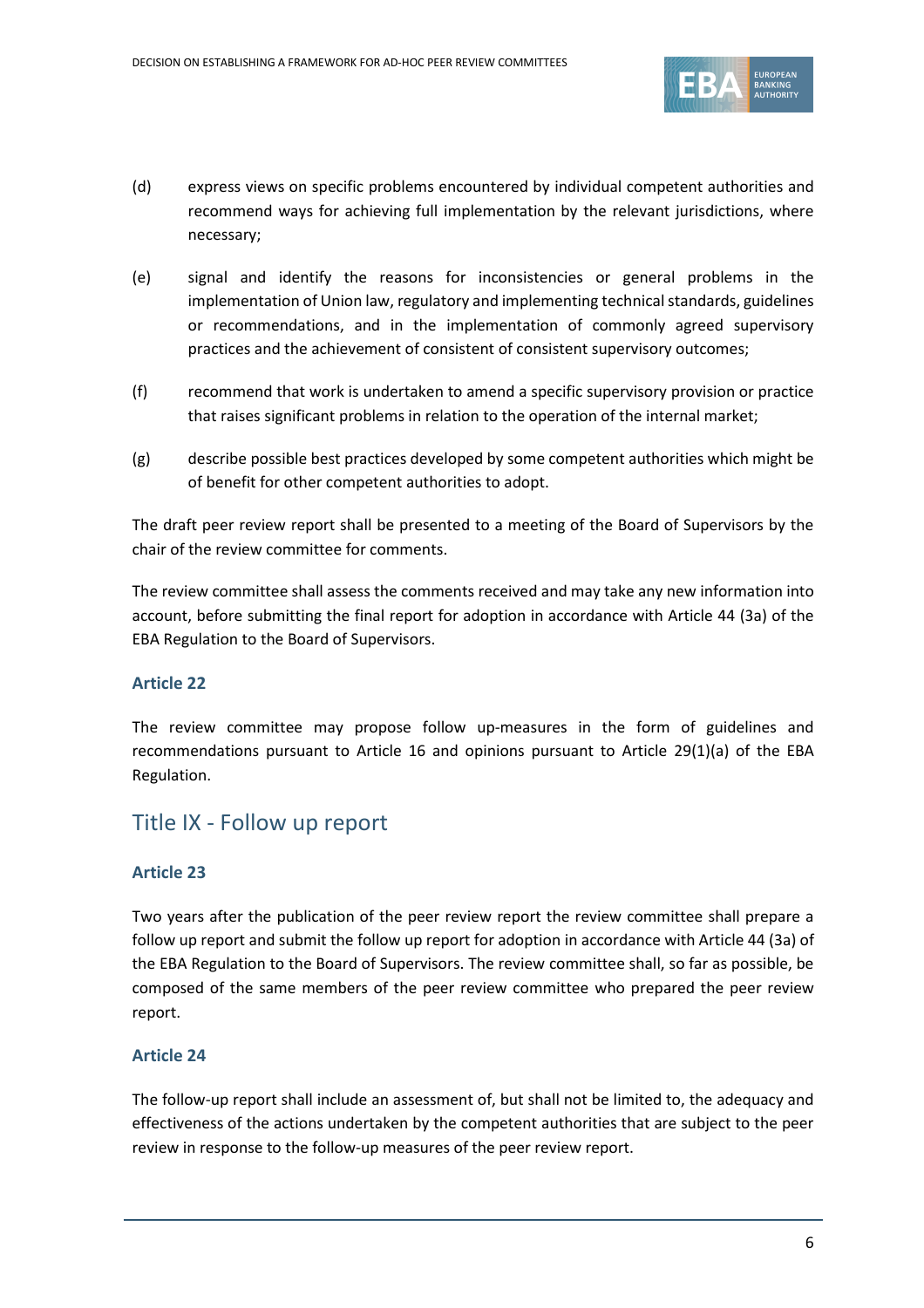(d) express views on specific problems encountered by individual competent authorities and recommend ways for achieving full implementation by the relevant jurisdictions, where necessary;

(e) signal and identify the reasons for inconsistencies or general problems in the implementation of Union law, regulatory and implementing technical standards, guidelines or recommendations, and in the implementation of commonly agreed supervisory practices and the achievement of consistent of consistent supervisory outcomes;

(f) recommend that work is undertaken to amend a specific supervisory provision or practice that raises significant problems in relation to the operation of the internal market;

(g) describe possible best practices developed by some competent authorities which might be of benefit for other competent authorities to adopt.

The draft peer review report shall be presented to a meeting of the Board of Supervisors by the chair of the review committee for comments.

The review committee shall assess the comments received and may take any new information into account, before submitting the final report for adoption in accordance with Article 44 (3a) of the EBA Regulation to the Board of Supervisors.

### Article 22

The review committee may propose follow up-measures in the form of guidelines and recommendations pursuant to Article 16 and opinions pursuant to Article 29(1)(a) of the EBA Regulation.

## Title IX - Follow up report

### Article 23

Two years after the publication of the peer review report the review committee shall prepare a follow up report and submit the follow up report for adoption in accordance with Article 44 (3a) of the EBA Regulation to the Board of Supervisors. The review committee shall, so far as possible, be composed of the same members of the peer review committee who prepared the peer review report.

### Article 24

The follow-up report shall include an assessment of, but shall not be limited to, the adequacy and effectiveness of the actions undertaken by the competent authorities that are subject to the peer review in response to the follow-up measures of the peer review report.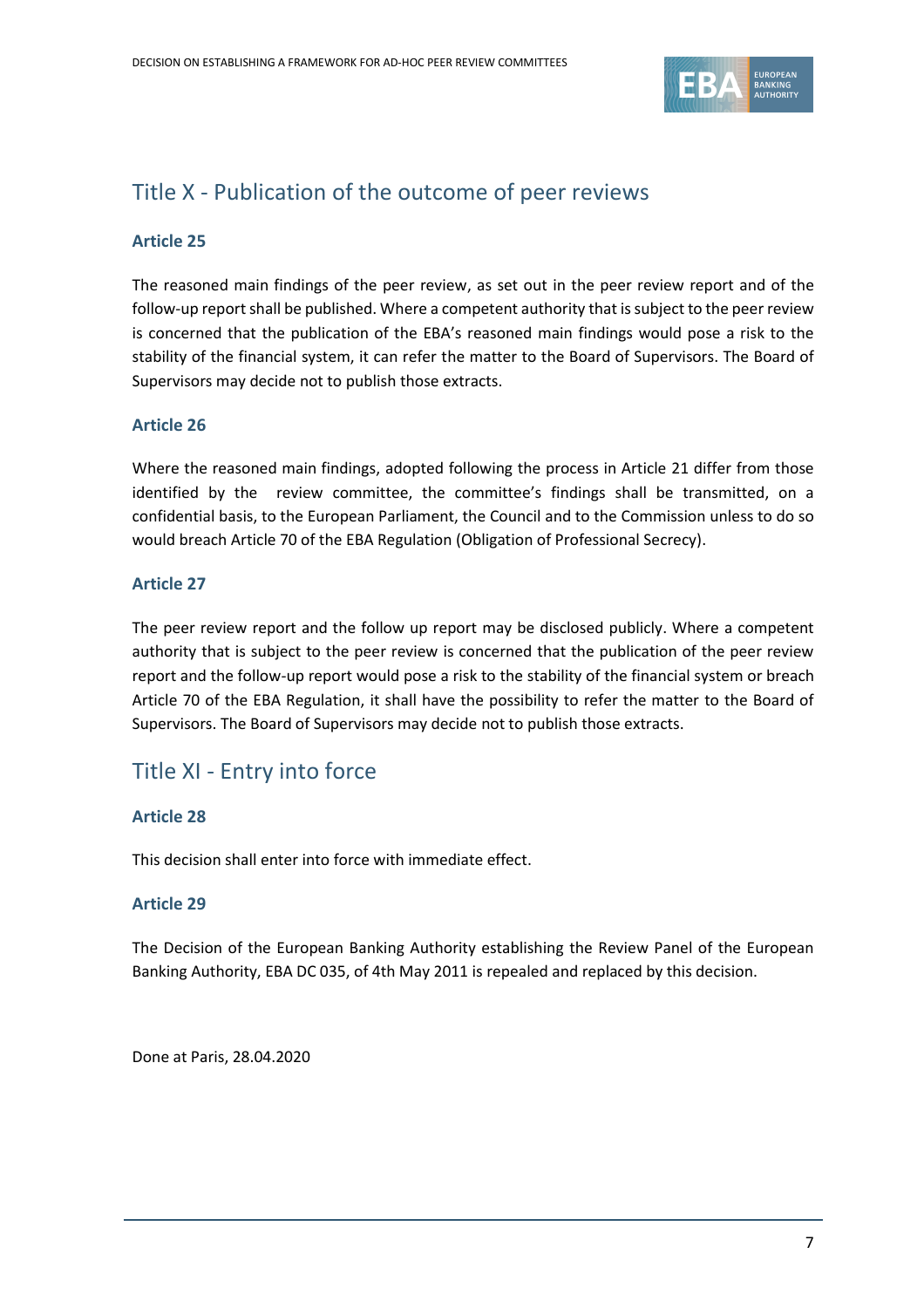## Title X - Publication of the outcome of peer reviews

### Article 25

The reasoned main findings of the peer review, as set out in the peer review report and of the follow-up report shall be published. Where a competent authority that is subject to the peer review is concerned that the publication of the EBA's reasoned main findings would pose a risk to the stability of the financial system, it can refer the matter to the Board of Supervisors. The Board of Supervisors may decide not to publish those extracts.

### Article 26

Where the reasoned main findings, adopted following the process in Article 21 differ from those identified by the review committee, the committee's findings shall be transmitted, on a confidential basis, to the European Parliament, the Council and to the Commission unless to do so would breach Article 70 of the EBA Regulation (Obligation of Professional Secrecy).

### Article 27

The peer review report and the follow up report may be disclosed publicly. Where a competent authority that is subject to the peer review is concerned that the publication of the peer review report and the follow-up report would pose a risk to the stability of the financial system or breach Article 70 of the EBA Regulation, it shall have the possibility to refer the matter to the Board of Supervisors. The Board of Supervisors may decide not to publish those extracts.

## Title XI - Entry into force

### Article 28

This decision shall enter into force with immediate effect.

### Article 29

The Decision of the European Banking Authority establishing the Review Panel of the European Banking Authority, EBA DC 035, of 4th May 2011 is repealed and replaced by this decision.

Done at Paris, 28.04.2020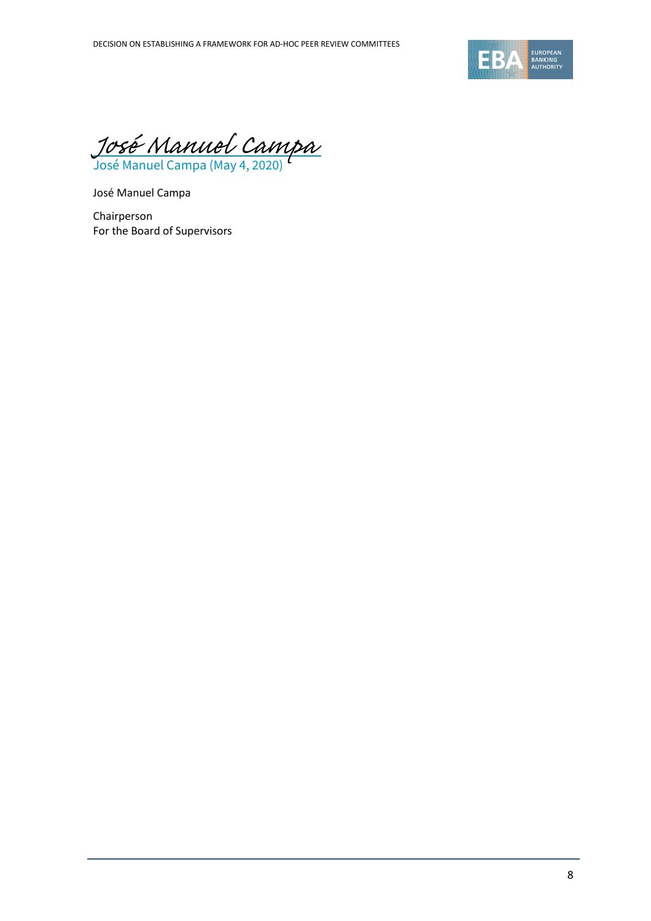*José Manuel Campa*

José Manuel Campa (May 4, 2020)

José Manuel Campa

Chairperson
For the Board of Supervisors